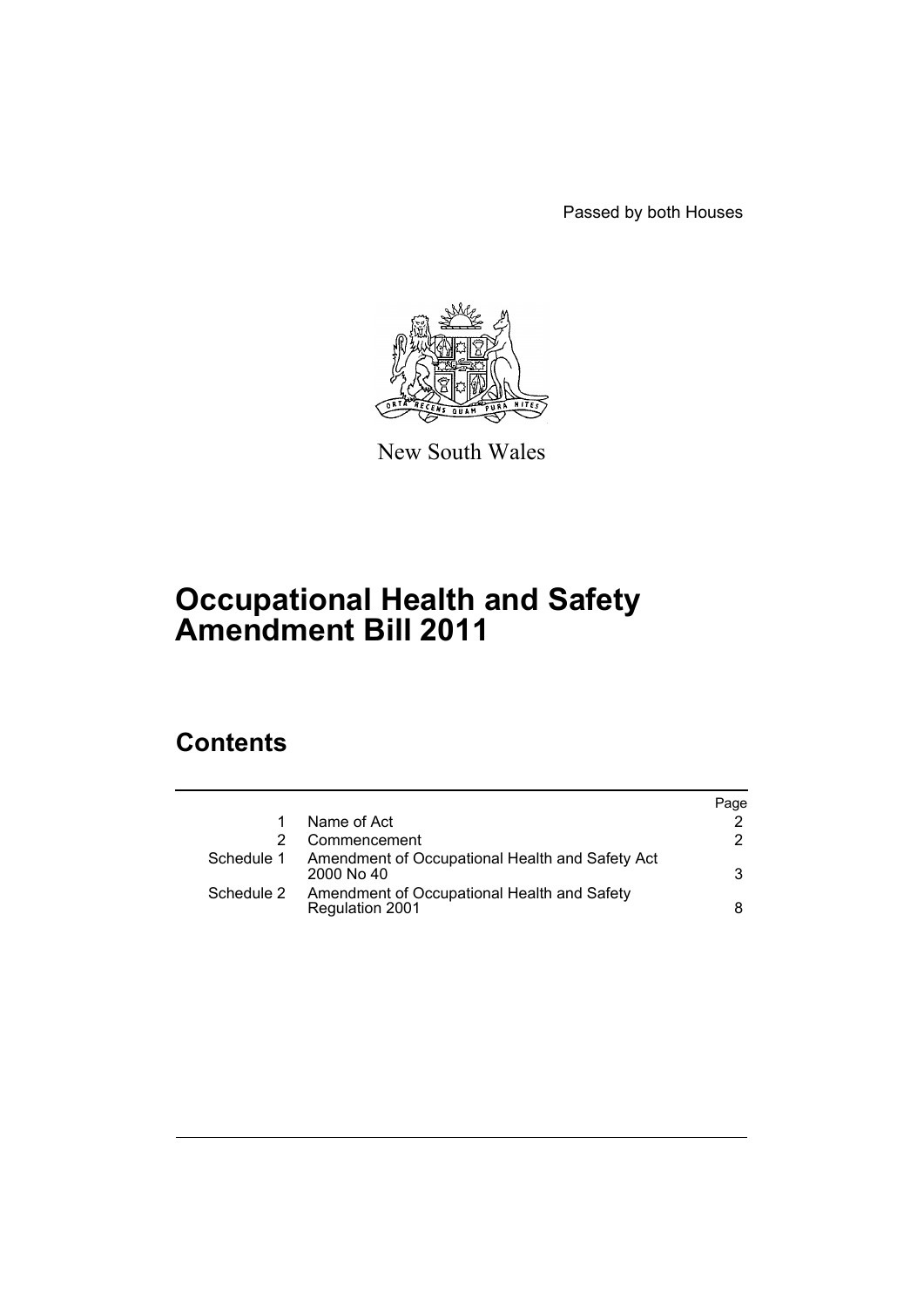Passed by both Houses

New South Wales

# Occupational Health and Safety Amendment Bill 2011

## Contents

| | | Page |
|---|---|---|
| 1 | Name of Act | 2 |
| 2 | Commencement | 2 |
| Schedule 1 | Amendment of Occupational Health and Safety Act 2000 No 40 | 3 |
| Schedule 2 | Amendment of Occupational Health and Safety Regulation 2001 | 8 |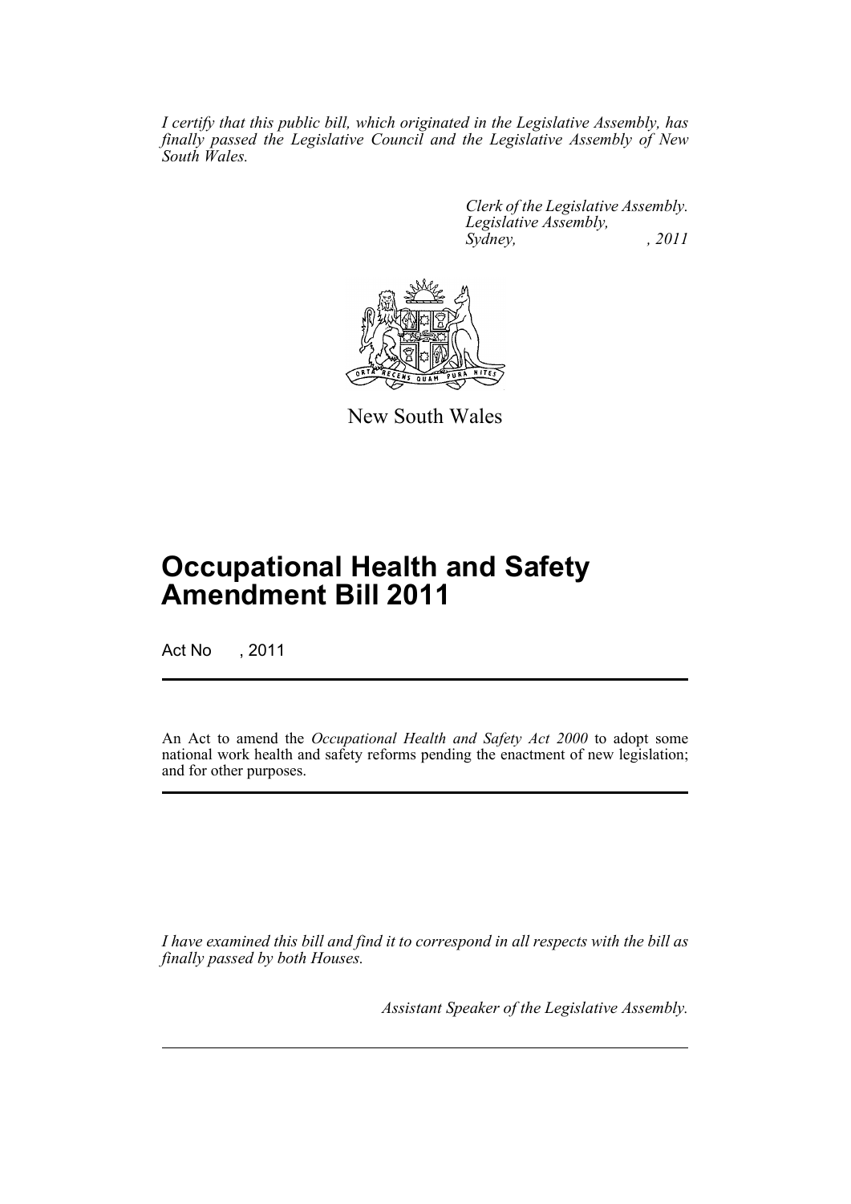*I certify that this public bill, which originated in the Legislative Assembly, has finally passed the Legislative Council and the Legislative Assembly of New South Wales.*

*Clerk of the Legislative Assembly.*
*Legislative Assembly,*
*Sydney, , 2011*

New South Wales

# Occupational Health and Safety Amendment Bill 2011

Act No , 2011

An Act to amend the *Occupational Health and Safety Act 2000* to adopt some national work health and safety reforms pending the enactment of new legislation; and for other purposes.

*I have examined this bill and find it to correspond in all respects with the bill as finally passed by both Houses.*

*Assistant Speaker of the Legislative Assembly.*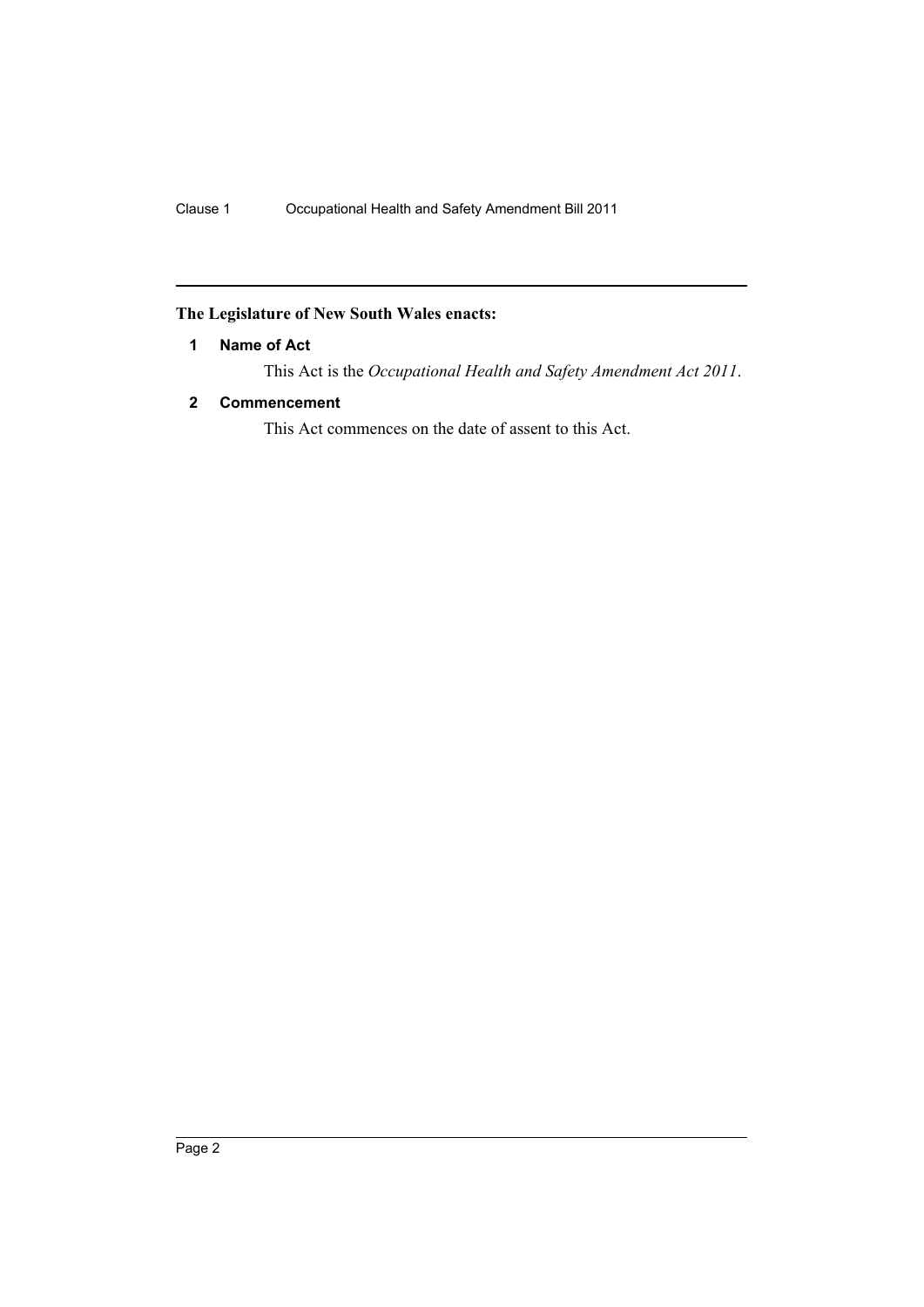**The Legislature of New South Wales enacts:**

**1 Name of Act**

This Act is the *Occupational Health and Safety Amendment Act 2011*.

**2 Commencement**

This Act commences on the date of assent to this Act.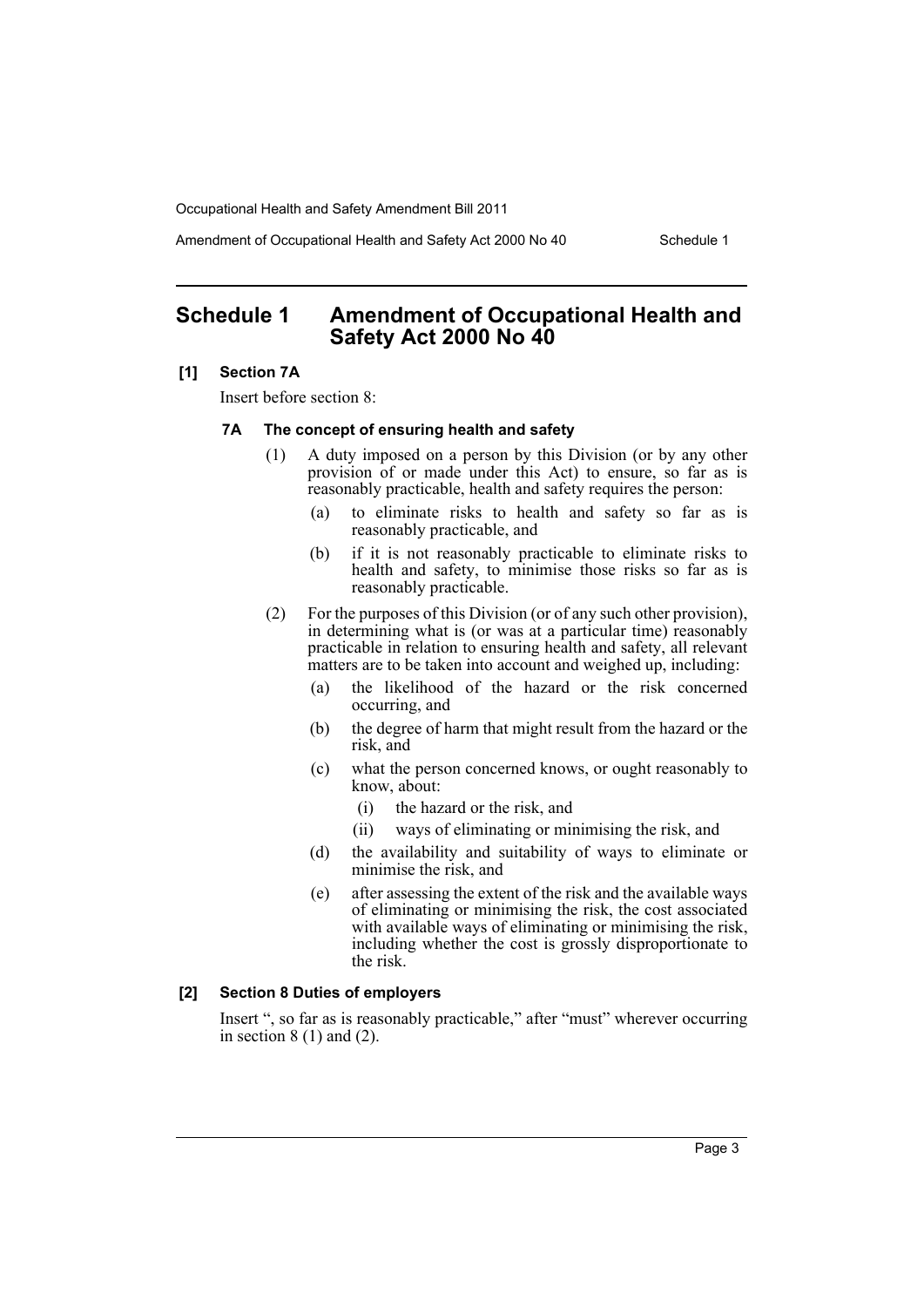# Schedule 1 Amendment of Occupational Health and Safety Act 2000 No 40

**[1] Section 7A**

Insert before section 8:

**7A The concept of ensuring health and safety**

(1) A duty imposed on a person by this Division (or by any other provision of or made under this Act) to ensure, so far as is reasonably practicable, health and safety requires the person:

- (a) to eliminate risks to health and safety so far as is reasonably practicable, and
- (b) if it is not reasonably practicable to eliminate risks to health and safety, to minimise those risks so far as is reasonably practicable.

(2) For the purposes of this Division (or of any such other provision), in determining what is (or was at a particular time) reasonably practicable in relation to ensuring health and safety, all relevant matters are to be taken into account and weighed up, including:

- (a) the likelihood of the hazard or the risk concerned occurring, and
- (b) the degree of harm that might result from the hazard or the risk, and
- (c) what the person concerned knows, or ought reasonably to know, about:
  - (i) the hazard or the risk, and
  - (ii) ways of eliminating or minimising the risk, and
- (d) the availability and suitability of ways to eliminate or minimise the risk, and
- (e) after assessing the extent of the risk and the available ways of eliminating or minimising the risk, the cost associated with available ways of eliminating or minimising the risk, including whether the cost is grossly disproportionate to the risk.

**[2] Section 8 Duties of employers**

Insert ", so far as is reasonably practicable," after "must" wherever occurring in section 8 (1) and (2).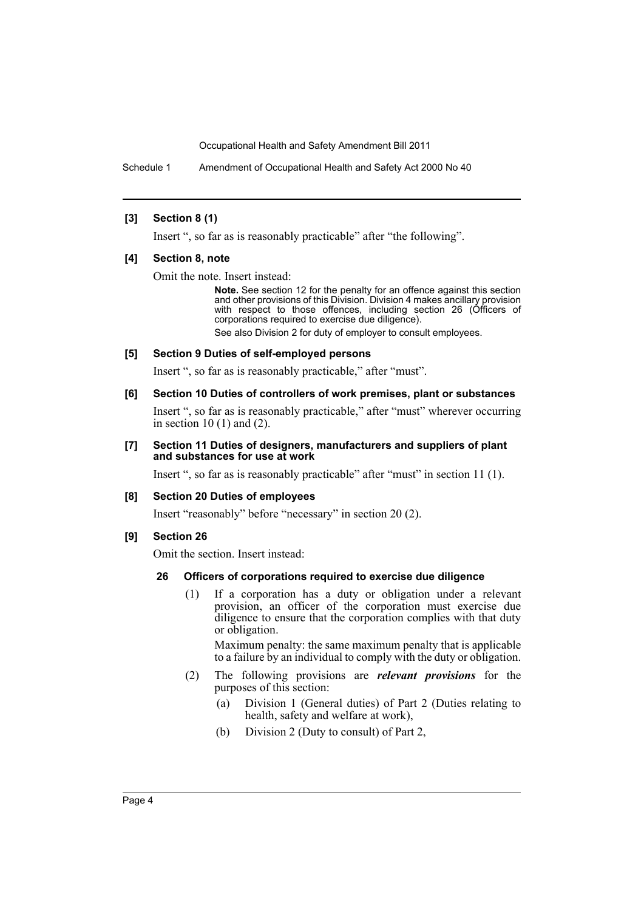**[3] Section 8 (1)**

Insert ", so far as is reasonably practicable" after "the following".

**[4] Section 8, note**

Omit the note. Insert instead:

> **Note.** See section 12 for the penalty for an offence against this section and other provisions of this Division. Division 4 makes ancillary provision with respect to those offences, including section 26 (Officers of corporations required to exercise due diligence).
>
> See also Division 2 for duty of employer to consult employees.

**[5] Section 9 Duties of self-employed persons**

Insert ", so far as is reasonably practicable," after "must".

**[6] Section 10 Duties of controllers of work premises, plant or substances**

Insert ", so far as is reasonably practicable," after "must" wherever occurring in section 10 (1) and (2).

**[7] Section 11 Duties of designers, manufacturers and suppliers of plant and substances for use at work**

Insert ", so far as is reasonably practicable" after "must" in section 11 (1).

**[8] Section 20 Duties of employees**

Insert "reasonably" before "necessary" in section 20 (2).

**[9] Section 26**

Omit the section. Insert instead:

**26 Officers of corporations required to exercise due diligence**

(1) If a corporation has a duty or obligation under a relevant provision, an officer of the corporation must exercise due diligence to ensure that the corporation complies with that duty or obligation.

Maximum penalty: the same maximum penalty that is applicable to a failure by an individual to comply with the duty or obligation.

(2) The following provisions are ***relevant provisions*** for the purposes of this section:

- (a) Division 1 (General duties) of Part 2 (Duties relating to health, safety and welfare at work),
- (b) Division 2 (Duty to consult) of Part 2,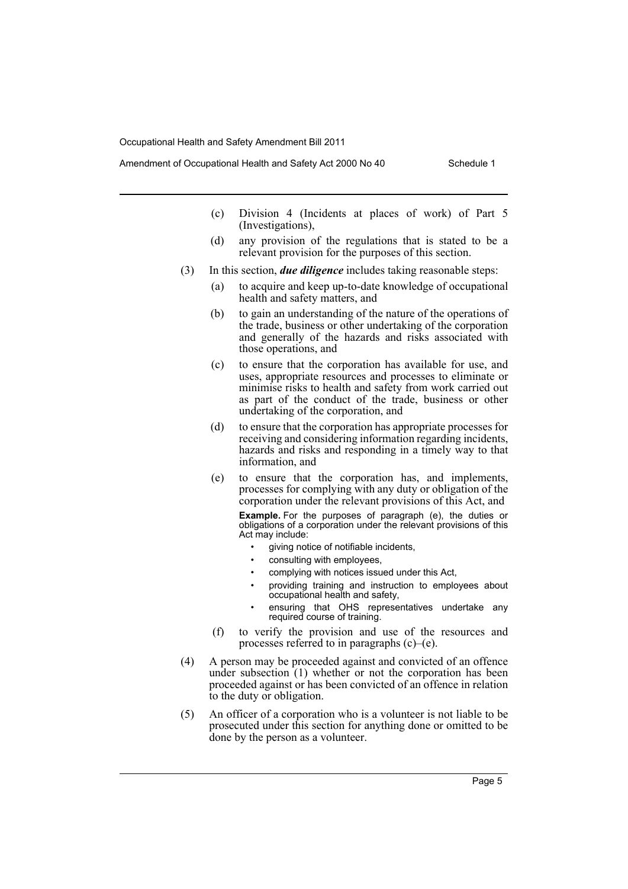(c) Division 4 (Incidents at places of work) of Part 5 (Investigations),

(d) any provision of the regulations that is stated to be a relevant provision for the purposes of this section.

(3) In this section, ***due diligence*** includes taking reasonable steps:

(a) to acquire and keep up-to-date knowledge of occupational health and safety matters, and

(b) to gain an understanding of the nature of the operations of the trade, business or other undertaking of the corporation and generally of the hazards and risks associated with those operations, and

(c) to ensure that the corporation has available for use, and uses, appropriate resources and processes to eliminate or minimise risks to health and safety from work carried out as part of the conduct of the trade, business or other undertaking of the corporation, and

(d) to ensure that the corporation has appropriate processes for receiving and considering information regarding incidents, hazards and risks and responding in a timely way to that information, and

(e) to ensure that the corporation has, and implements, processes for complying with any duty or obligation of the corporation under the relevant provisions of this Act, and

**Example.** For the purposes of paragraph (e), the duties or obligations of a corporation under the relevant provisions of this Act may include:

- giving notice of notifiable incidents,
- consulting with employees,
- complying with notices issued under this Act,
- providing training and instruction to employees about occupational health and safety,
- ensuring that OHS representatives undertake any required course of training.

(f) to verify the provision and use of the resources and processes referred to in paragraphs (c)–(e).

(4) A person may be proceeded against and convicted of an offence under subsection (1) whether or not the corporation has been proceeded against or has been convicted of an offence in relation to the duty or obligation.

(5) An officer of a corporation who is a volunteer is not liable to be prosecuted under this section for anything done or omitted to be done by the person as a volunteer.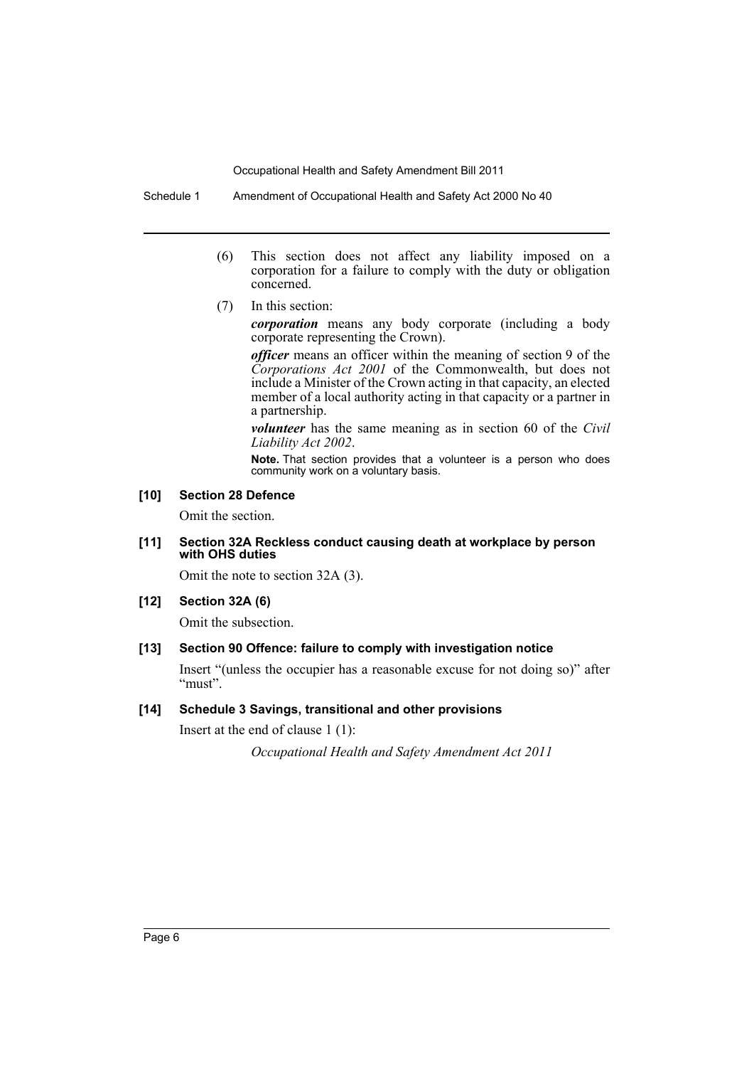(6) This section does not affect any liability imposed on a corporation for a failure to comply with the duty or obligation concerned.

(7) In this section:

***corporation*** means any body corporate (including a body corporate representing the Crown).

***officer*** means an officer within the meaning of section 9 of the *Corporations Act 2001* of the Commonwealth, but does not include a Minister of the Crown acting in that capacity, an elected member of a local authority acting in that capacity or a partner in a partnership.

***volunteer*** has the same meaning as in section 60 of the *Civil Liability Act 2002*.

**Note.** That section provides that a volunteer is a person who does community work on a voluntary basis.

**[10] Section 28 Defence**

Omit the section.

**[11] Section 32A Reckless conduct causing death at workplace by person with OHS duties**

Omit the note to section 32A (3).

**[12] Section 32A (6)**

Omit the subsection.

**[13] Section 90 Offence: failure to comply with investigation notice**

Insert "(unless the occupier has a reasonable excuse for not doing so)" after "must".

**[14] Schedule 3 Savings, transitional and other provisions**

Insert at the end of clause 1 (1):

*Occupational Health and Safety Amendment Act 2011*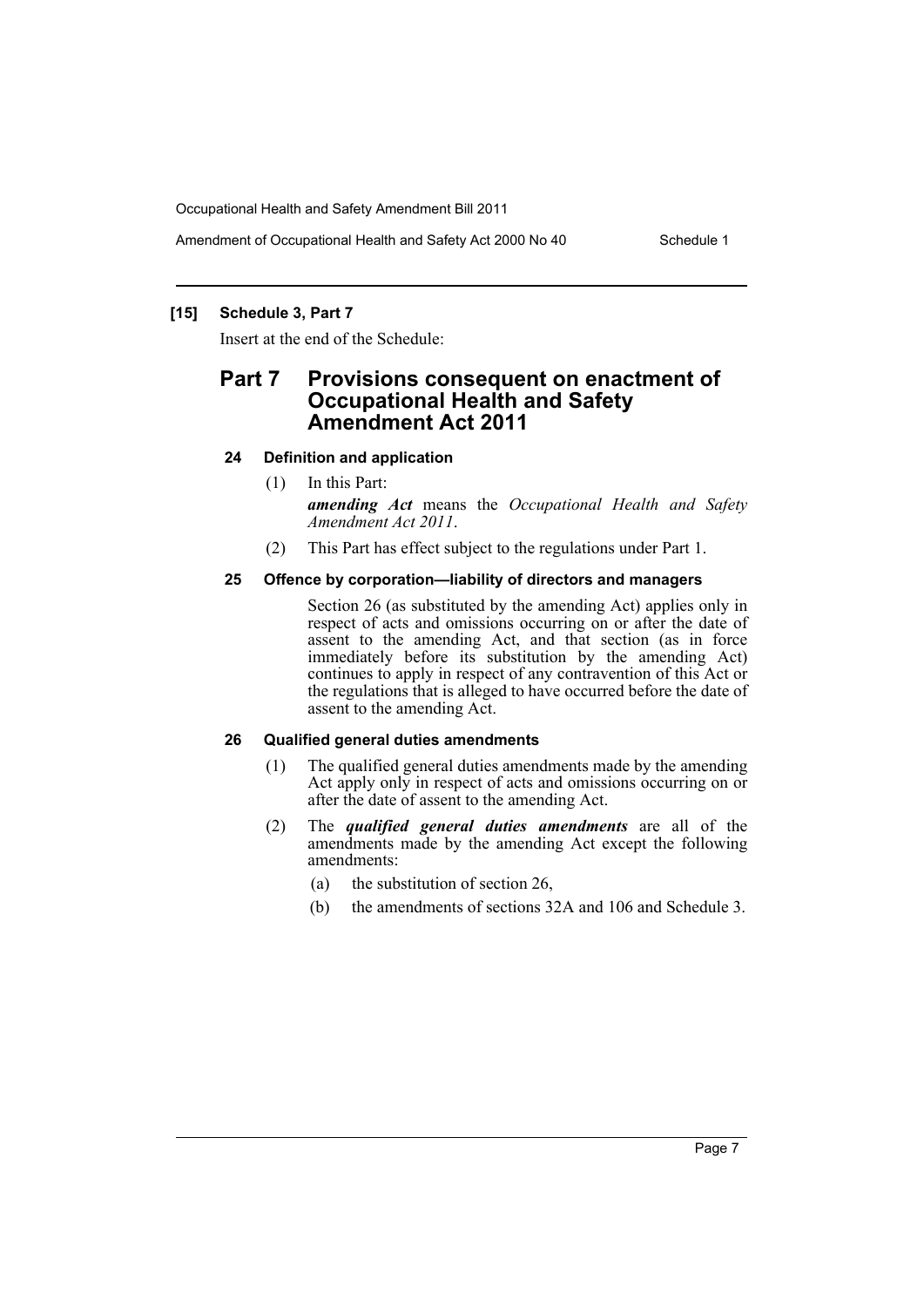**[15] Schedule 3, Part 7**

Insert at the end of the Schedule:

## Part 7 Provisions consequent on enactment of Occupational Health and Safety Amendment Act 2011

### 24 Definition and application

(1) In this Part:

***amending Act*** means the *Occupational Health and Safety Amendment Act 2011*.

(2) This Part has effect subject to the regulations under Part 1.

### 25 Offence by corporation—liability of directors and managers

Section 26 (as substituted by the amending Act) applies only in respect of acts and omissions occurring on or after the date of assent to the amending Act, and that section (as in force immediately before its substitution by the amending Act) continues to apply in respect of any contravention of this Act or the regulations that is alleged to have occurred before the date of assent to the amending Act.

### 26 Qualified general duties amendments

(1) The qualified general duties amendments made by the amending Act apply only in respect of acts and omissions occurring on or after the date of assent to the amending Act.

(2) The ***qualified general duties amendments*** are all of the amendments made by the amending Act except the following amendments:

- (a) the substitution of section 26,
- (b) the amendments of sections 32A and 106 and Schedule 3.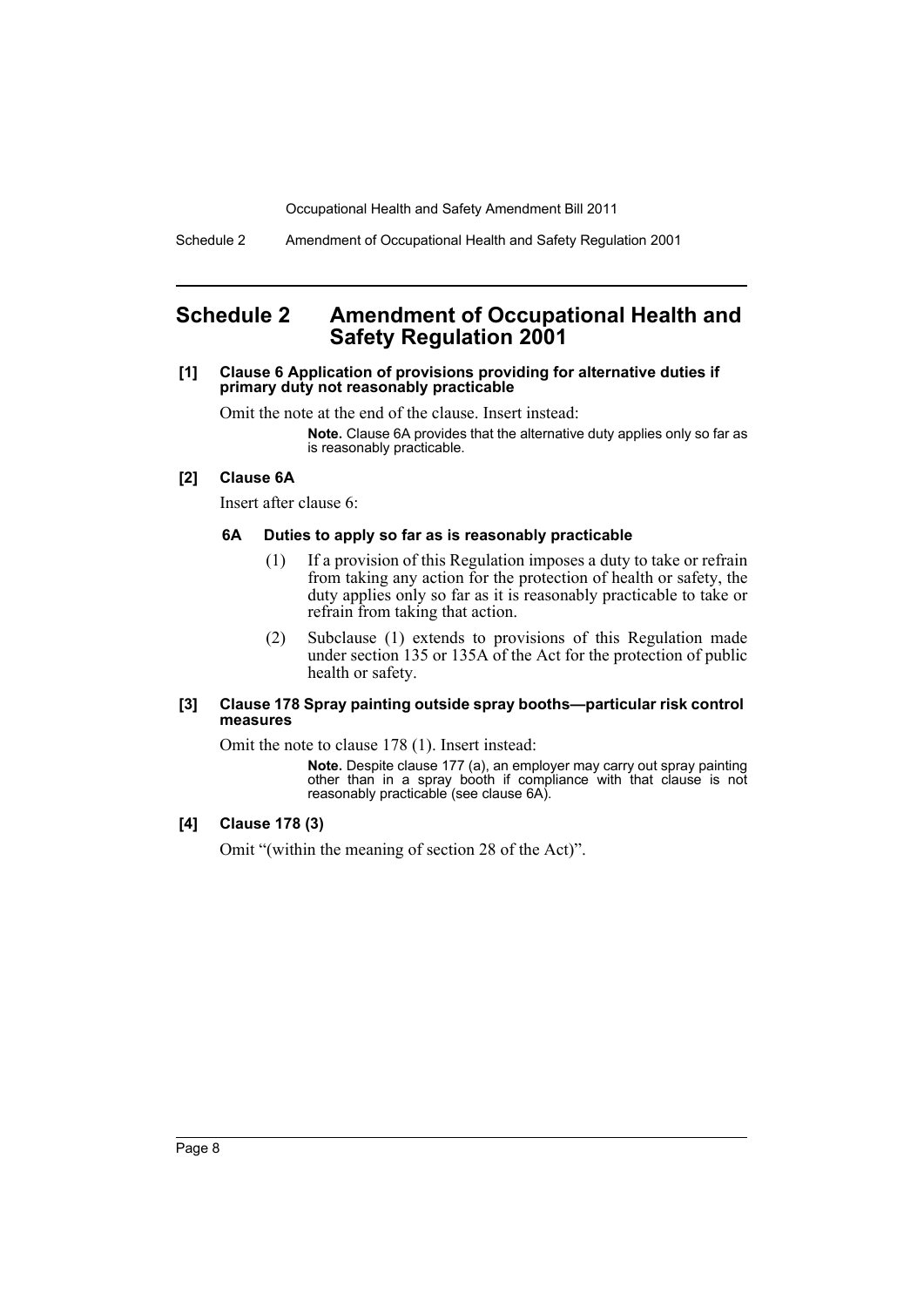# Schedule 2 Amendment of Occupational Health and Safety Regulation 2001

**[1] Clause 6 Application of provisions providing for alternative duties if primary duty not reasonably practicable**

Omit the note at the end of the clause. Insert instead:

> **Note.** Clause 6A provides that the alternative duty applies only so far as is reasonably practicable.

**[2] Clause 6A**

Insert after clause 6:

> **6A Duties to apply so far as is reasonably practicable**
>
> (1) If a provision of this Regulation imposes a duty to take or refrain from taking any action for the protection of health or safety, the duty applies only so far as it is reasonably practicable to take or refrain from taking that action.
>
> (2) Subclause (1) extends to provisions of this Regulation made under section 135 or 135A of the Act for the protection of public health or safety.

**[3] Clause 178 Spray painting outside spray booths—particular risk control measures**

Omit the note to clause 178 (1). Insert instead:

> **Note.** Despite clause 177 (a), an employer may carry out spray painting other than in a spray booth if compliance with that clause is not reasonably practicable (see clause 6A).

**[4] Clause 178 (3)**

Omit "(within the meaning of section 28 of the Act)".